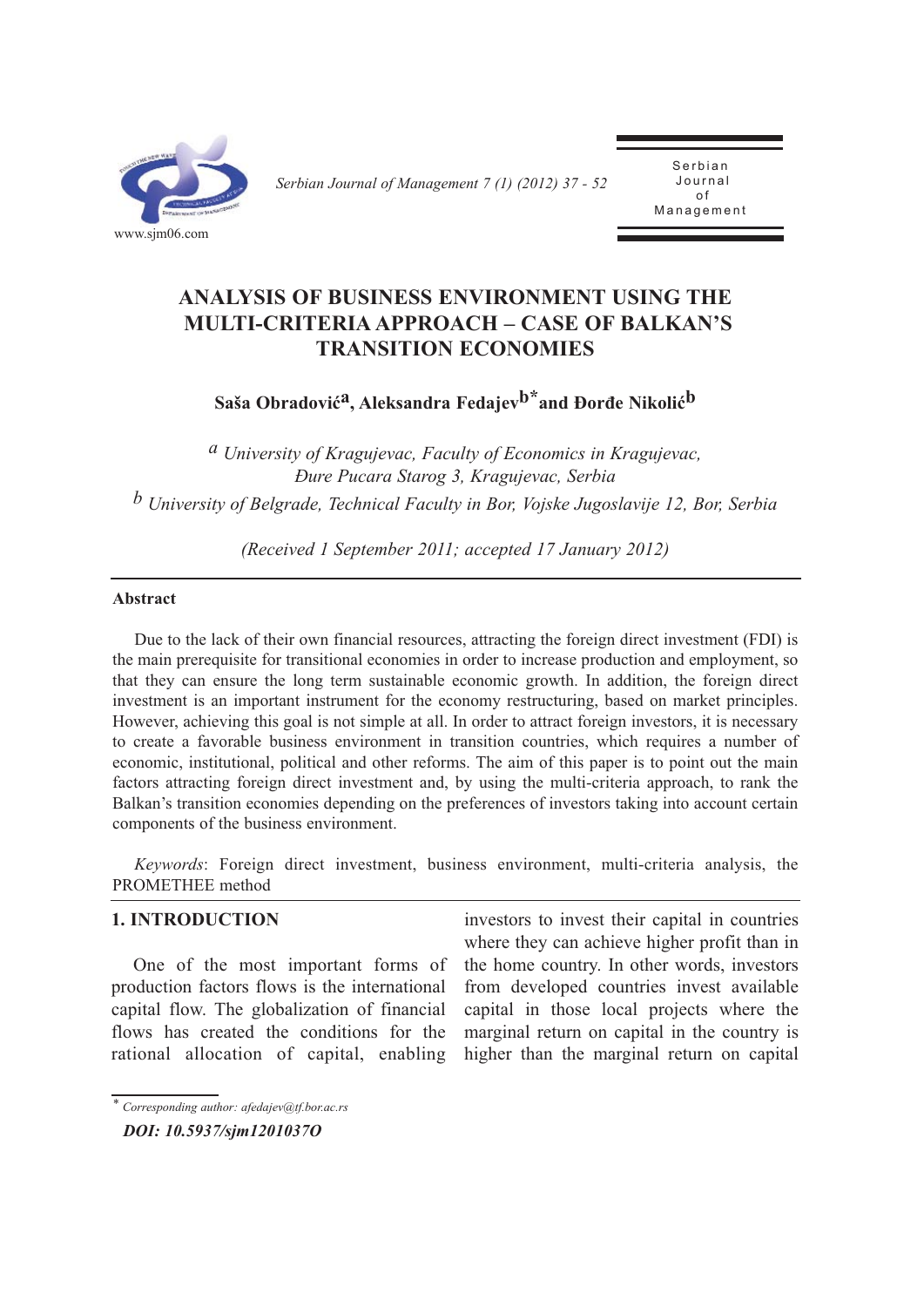# ANALYSIS OF BUSINESS ENVIRONMENT USING THE MULTI-CRITERIA APPROACH – CASE OF BALKAN'S TRANSITION ECONOMIES

**Saša Obradović[a], Aleksandra Fedajev[b]* and Đorđe Nikolić[b]**

[a] *University of Kragujevac, Faculty of Economics in Kragujevac, Đure Pucara Starog 3, Kragujevac, Serbia*

[b] *University of Belgrade, Technical Faculty in Bor, Vojske Jugoslavije 12, Bor, Serbia*

*(Received 1 September 2011; accepted 17 January 2012)*

---

**Abstract**

Due to the lack of their own financial resources, attracting the foreign direct investment (FDI) is the main prerequisite for transitional economies in order to increase production and employment, so that they can ensure the long term sustainable economic growth. In addition, the foreign direct investment is an important instrument for the economy restructuring, based on market principles. However, achieving this goal is not simple at all. In order to attract foreign investors, it is necessary to create a favorable business environment in transition countries, which requires a number of economic, institutional, political and other reforms. The aim of this paper is to point out the main factors attracting foreign direct investment and, by using the multi-criteria approach, to rank the Balkan's transition economies depending on the preferences of investors taking into account certain components of the business environment.

*Keywords*: Foreign direct investment, business environment, multi-criteria analysis, the PROMETHEE method

---

## 1. INTRODUCTION

One of the most important forms of production factors flows is the international capital flow. The globalization of financial flows has created the conditions for the rational allocation of capital, enabling investors to invest their capital in countries where they can achieve higher profit than in the home country. In other words, investors from developed countries invest available capital in those local projects where the marginal return on capital in the country is higher than the marginal return on capital

---

\* *Corresponding author: afedajev@tf.bor.ac.rs*

***DOI: 10.5937/sjm1201037O***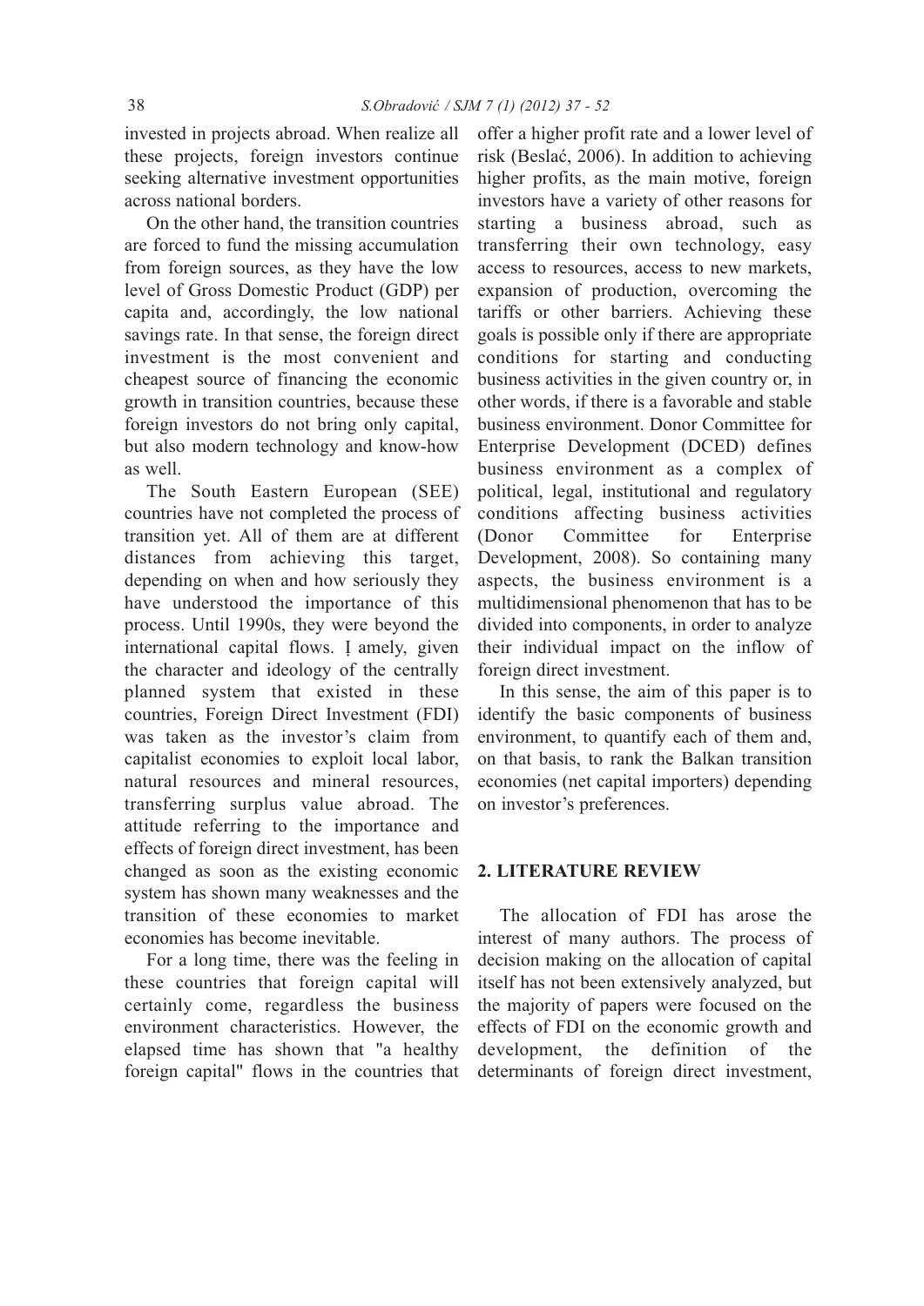invested in projects abroad. When realize all these projects, foreign investors continue seeking alternative investment opportunities across national borders.

On the other hand, the transition countries are forced to fund the missing accumulation from foreign sources, as they have the low level of Gross Domestic Product (GDP) per capita and, accordingly, the low national savings rate. In that sense, the foreign direct investment is the most convenient and cheapest source of financing the economic growth in transition countries, because these foreign investors do not bring only capital, but also modern technology and know-how as well.

The South Eastern European (SEE) countries have not completed the process of transition yet. All of them are at different distances from achieving this target, depending on when and how seriously they have understood the importance of this process. Until 1990s, they were beyond the international capital flows. Ị amely, given the character and ideology of the centrally planned system that existed in these countries, Foreign Direct Investment (FDI) was taken as the investor's claim from capitalist economies to exploit local labor, natural resources and mineral resources, transferring surplus value abroad. The attitude referring to the importance and effects of foreign direct investment, has been changed as soon as the existing economic system has shown many weaknesses and the transition of these economies to market economies has become inevitable.

For a long time, there was the feeling in these countries that foreign capital will certainly come, regardless the business environment characteristics. However, the elapsed time has shown that "a healthy foreign capital" flows in the countries that offer a higher profit rate and a lower level of risk (Beslać, 2006). In addition to achieving higher profits, as the main motive, foreign investors have a variety of other reasons for starting a business abroad, such as transferring their own technology, easy access to resources, access to new markets, expansion of production, overcoming the tariffs or other barriers. Achieving these goals is possible only if there are appropriate conditions for starting and conducting business activities in the given country or, in other words, if there is a favorable and stable business environment. Donor Committee for Enterprise Development (DCED) defines business environment as a complex of political, legal, institutional and regulatory conditions affecting business activities (Donor Committee for Enterprise Development, 2008). So containing many aspects, the business environment is a multidimensional phenomenon that has to be divided into components, in order to analyze their individual impact on the inflow of foreign direct investment.

In this sense, the aim of this paper is to identify the basic components of business environment, to quantify each of them and, on that basis, to rank the Balkan transition economies (net capital importers) depending on investor's preferences.

## 2. LITERATURE REVIEW

The allocation of FDI has arose the interest of many authors. The process of decision making on the allocation of capital itself has not been extensively analyzed, but the majority of papers were focused on the effects of FDI on the economic growth and development, the definition of the determinants of foreign direct investment,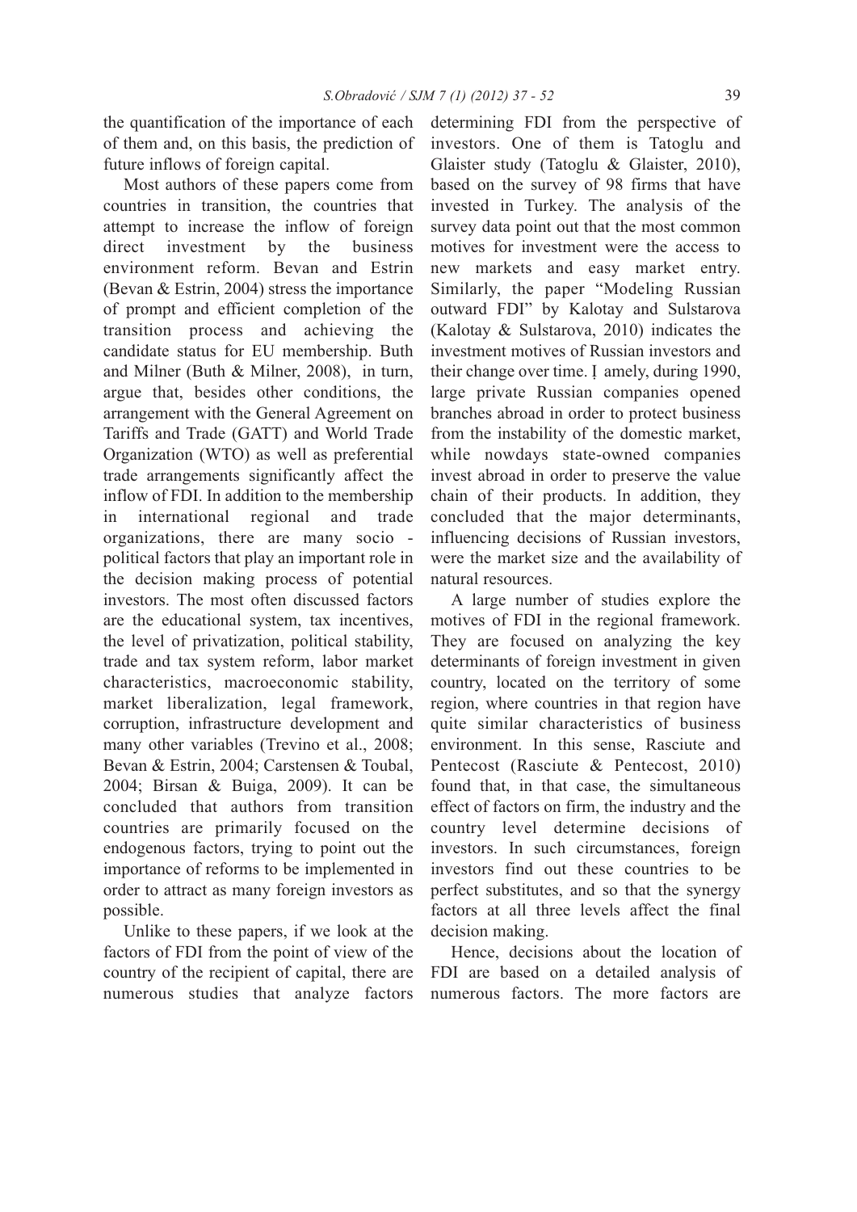the quantification of the importance of each of them and, on this basis, the prediction of future inflows of foreign capital.

Most authors of these papers come from countries in transition, the countries that attempt to increase the inflow of foreign direct investment by the business environment reform. Bevan and Estrin (Bevan & Estrin, 2004) stress the importance of prompt and efficient completion of the transition process and achieving the candidate status for EU membership. Buth and Milner (Buth & Milner, 2008), in turn, argue that, besides other conditions, the arrangement with the General Agreement on Tariffs and Trade (GATT) and World Trade Organization (WTO) as well as preferential trade arrangements significantly affect the inflow of FDI. In addition to the membership in international regional and trade organizations, there are many socio - political factors that play an important role in the decision making process of potential investors. The most often discussed factors are the educational system, tax incentives, the level of privatization, political stability, trade and tax system reform, labor market characteristics, macroeconomic stability, market liberalization, legal framework, corruption, infrastructure development and many other variables (Trevino et al., 2008; Bevan & Estrin, 2004; Carstensen & Toubal, 2004; Birsan & Buiga, 2009). It can be concluded that authors from transition countries are primarily focused on the endogenous factors, trying to point out the importance of reforms to be implemented in order to attract as many foreign investors as possible.

Unlike to these papers, if we look at the factors of FDI from the point of view of the country of the recipient of capital, there are numerous studies that analyze factors determining FDI from the perspective of investors. One of them is Tatoglu and Glaister study (Tatoglu & Glaister, 2010), based on the survey of 98 firms that have invested in Turkey. The analysis of the survey data point out that the most common motives for investment were the access to new markets and easy market entry. Similarly, the paper "Modeling Russian outward FDI" by Kalotay and Sulstarova (Kalotay & Sulstarova, 2010) indicates the investment motives of Russian investors and their change over time. Ị amely, during 1990, large private Russian companies opened branches abroad in order to protect business from the instability of the domestic market, while nowdays state-owned companies invest abroad in order to preserve the value chain of their products. In addition, they concluded that the major determinants, influencing decisions of Russian investors, were the market size and the availability of natural resources.

A large number of studies explore the motives of FDI in the regional framework. They are focused on analyzing the key determinants of foreign investment in given country, located on the territory of some region, where countries in that region have quite similar characteristics of business environment. In this sense, Rasciute and Pentecost (Rasciute & Pentecost, 2010) found that, in that case, the simultaneous effect of factors on firm, the industry and the country level determine decisions of investors. In such circumstances, foreign investors find out these countries to be perfect substitutes, and so that the synergy factors at all three levels affect the final decision making.

Hence, decisions about the location of FDI are based on a detailed analysis of numerous factors. The more factors are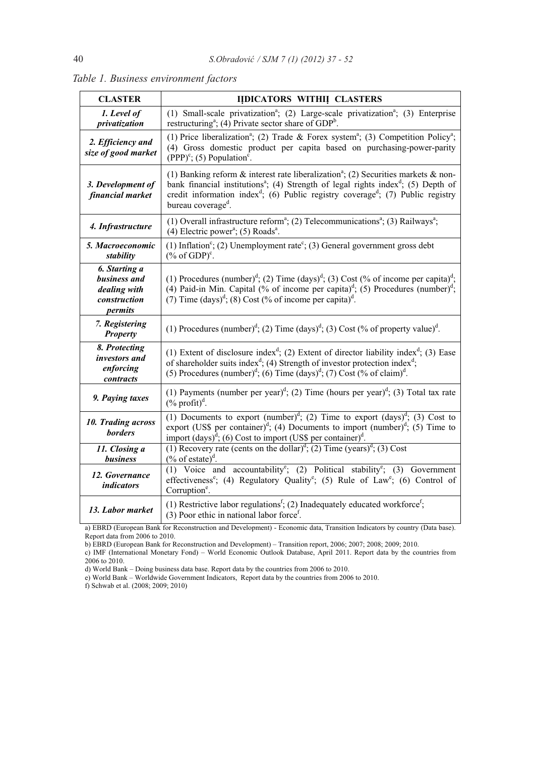*Table 1. Business environment factors*

| CLASTER | IĮDICATORS WITHIĮ CLASTERS |
|---|---|
| ***1. Level of privatization*** | (1) Small-scale privatization[a]; (2) Large-scale privatization[a]; (3) Enterprise restructuring[a]; (4) Private sector share of GDP[b]. |
| ***2. Efficiency and size of good market*** | (1) Price liberalization[a]; (2) Trade & Forex system[a]; (3) Competition Policy[a]; (4) Gross domestic product per capita based on purchasing-power-parity (PPP)[c]; (5) Population[c]. |
| ***3. Development of financial market*** | (1) Banking reform & interest rate liberalization[a]; (2) Securities markets & non-bank financial institutions[a]; (4) Strength of legal rights index[d]; (5) Depth of credit information index[d]; (6) Public registry coverage[d]; (7) Public registry bureau coverage[d]. |
| ***4. Infrastructure*** | (1) Overall infrastructure reform[a]; (2) Telecommunications[a]; (3) Railways[a]; (4) Electric power[a]; (5) Roads[a]. |
| ***5. Macroeconomic stability*** | (1) Inflation[c]; (2) Unemployment rate[c]; (3) General government gross debt (% of GDP)[c]. |
| ***6. Starting a business and dealing with construction permits*** | (1) Procedures (number)[d]; (2) Time (days)[d]; (3) Cost (% of income per capita)[d]; (4) Paid-in Min. Capital (% of income per capita)[d]; (5) Procedures (number)[d]; (7) Time (days)[d]; (8) Cost (% of income per capita)[d]. |
| ***7. Registering Property*** | (1) Procedures (number)[d]; (2) Time (days)[d]; (3) Cost (% of property value)[d]. |
| ***8. Protecting investors and enforcing contracts*** | (1) Extent of disclosure index[d]; (2) Extent of director liability index[d]; (3) Ease of shareholder suits index[d]; (4) Strength of investor protection index[d]; (5) Procedures (number)[d]; (6) Time (days)[d]; (7) Cost (% of claim)[d]. |
| ***9. Paying taxes*** | (1) Payments (number per year)[d]; (2) Time (hours per year)[d]; (3) Total tax rate (% profit)[d]. |
| ***10. Trading across borders*** | (1) Documents to export (number)[d]; (2) Time to export (days)[d]; (3) Cost to export (US$ per container)[d]; (4) Documents to import (number)[d]; (5) Time to import (days)[d]; (6) Cost to import (US$ per container)[d]. |
| ***11. Closing a business*** | (1) Recovery rate (cents on the dollar)[d]; (2) Time (years)[d]; (3) Cost (% of estate)[d]. |
| ***12. Governance indicators*** | (1) Voice and accountability[e]; (2) Political stability[e]; (3) Government effectiveness[e]; (4) Regulatory Quality[e]; (5) Rule of Law[e]; (6) Control of Corruption[e]. |
| ***13. Labor market*** | (1) Restrictive labor regulations[f]; (2) Inadequately educated workforce[f]; (3) Poor ethic in national labor force[f]. |

a) EBRD (European Bank for Reconstruction and Development) - Economic data, Transition Indicators by country (Data base). Report data from 2006 to 2010.

b) EBRD (European Bank for Reconstruction and Development) – Transition report, 2006; 2007; 2008; 2009; 2010.

c) IMF (International Monetary Fond) – World Economic Outlook Database, April 2011. Report data by the countries from 2006 to 2010.

d) World Bank – Doing business data base. Report data by the countries from 2006 to 2010.

e) World Bank – Worldwide Government Indicators, Report data by the countries from 2006 to 2010.

f) Schwab et al. (2008; 2009; 2010)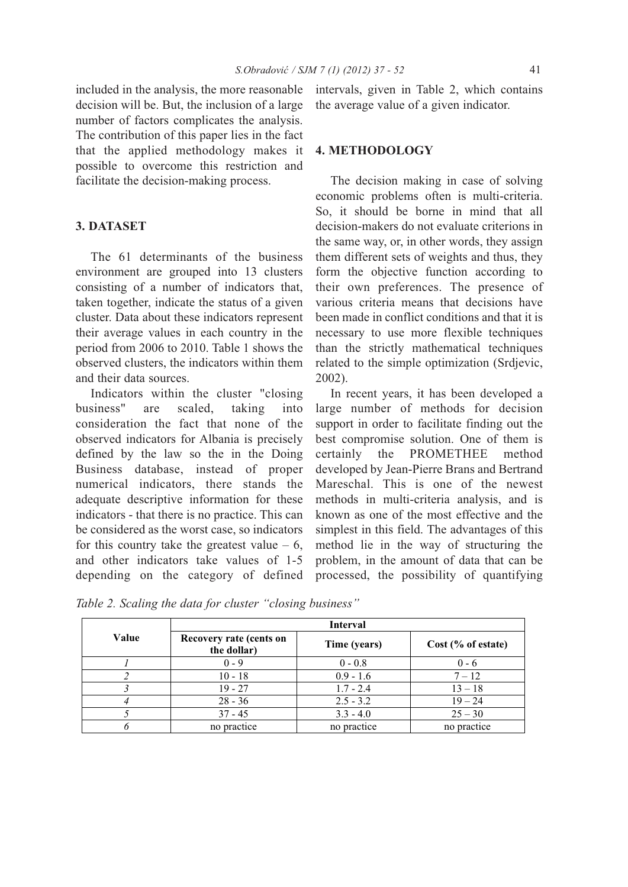included in the analysis, the more reasonable decision will be. But, the inclusion of a large number of factors complicates the analysis. The contribution of this paper lies in the fact that the applied methodology makes it possible to overcome this restriction and facilitate the decision-making process.

## 3. DATASET

The 61 determinants of the business environment are grouped into 13 clusters consisting of a number of indicators that, taken together, indicate the status of a given cluster. Data about these indicators represent their average values in each country in the period from 2006 to 2010. Table 1 shows the observed clusters, the indicators within them and their data sources.

Indicators within the cluster "closing business" are scaled, taking into consideration the fact that none of the observed indicators for Albania is precisely defined by the law so the in the Doing Business database, instead of proper numerical indicators, there stands the adequate descriptive information for these indicators - that there is no practice. This can be considered as the worst case, so indicators for this country take the greatest value – 6, and other indicators take values of 1-5 depending on the category of defined intervals, given in Table 2, which contains the average value of a given indicator.

## 4. METHODOLOGY

The decision making in case of solving economic problems often is multi-criteria. So, it should be borne in mind that all decision-makers do not evaluate criterions in the same way, or, in other words, they assign them different sets of weights and thus, they form the objective function according to their own preferences. The presence of various criteria means that decisions have been made in conflict conditions and that it is necessary to use more flexible techniques than the strictly mathematical techniques related to the simple optimization (Srdjevic, 2002).

In recent years, it has been developed a large number of methods for decision support in order to facilitate finding out the best compromise solution. One of them is certainly the PROMETHEE method developed by Jean-Pierre Brans and Bertrand Mareschal. This is one of the newest methods in multi-criteria analysis, and is known as one of the most effective and the simplest in this field. The advantages of this method lie in the way of structuring the problem, in the amount of data that can be processed, the possibility of quantifying

*Table 2. Scaling the data for cluster "closing business"*

| Value | Interval | | |
|---|---|---|---|
| | Recovery rate (cents on the dollar) | Time (years) | Cost (% of estate) |
| *1* | 0 - 9 | 0 - 0.8 | 0 - 6 |
| *2* | 10 - 18 | 0.9 - 1.6 | 7 – 12 |
| *3* | 19 - 27 | 1.7 - 2.4 | 13 – 18 |
| *4* | 28 - 36 | 2.5 - 3.2 | 19 – 24 |
| *5* | 37 - 45 | 3.3 - 4.0 | 25 – 30 |
| *6* | no practice | no practice | no practice |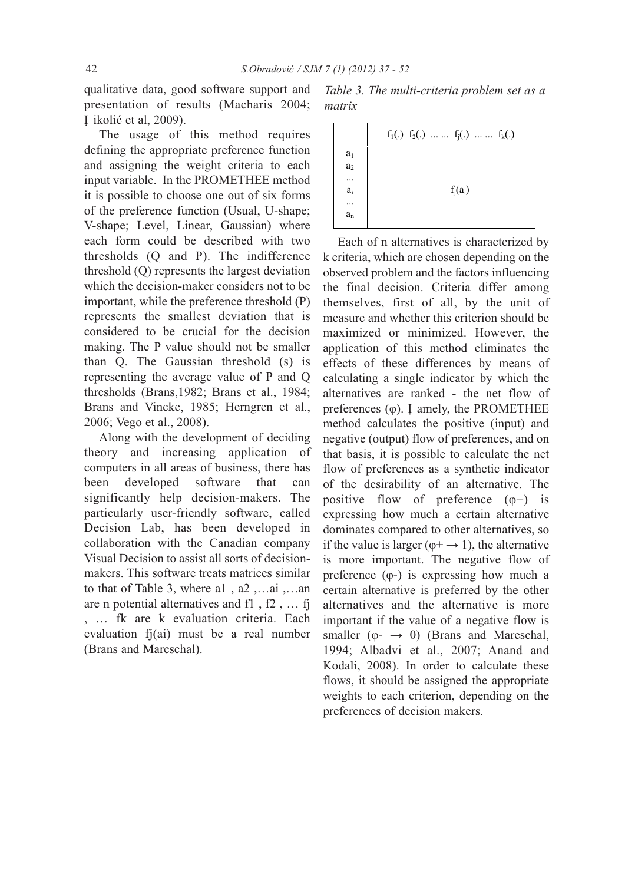qualitative data, good software support and presentation of results (Macharis 2004; Ņikolić et al, 2009).

The usage of this method requires defining the appropriate preference function and assigning the weight criteria to each input variable. In the PROMETHEE method it is possible to choose one out of six forms of the preference function (Usual, U-shape; V-shape; Level, Linear, Gaussian) where each form could be described with two thresholds (Q and P). The indifference threshold (Q) represents the largest deviation which the decision-maker considers not to be important, while the preference threshold (P) represents the smallest deviation that is considered to be crucial for the decision making. The P value should not be smaller than Q. The Gaussian threshold (s) is representing the average value of P and Q thresholds (Brans,1982; Brans et al., 1984; Brans and Vincke, 1985; Herngren et al., 2006; Vego et al., 2008).

Along with the development of deciding theory and increasing application of computers in all areas of business, there has been developed software that can significantly help decision-makers. The particularly user-friendly software, called Decision Lab, has been developed in collaboration with the Canadian company Visual Decision to assist all sorts of decision-makers. This software treats matrices similar to that of Table 3, where a1 , a2 ,…ai ,…an are n potential alternatives and f1 , f2 , … fj , … fk are k evaluation criteria. Each evaluation fj(ai) must be a real number (Brans and Mareschal).

*Table 3. The multi-criteria problem set as a matrix*

| | $f_1(.)$ $f_2(.)$ … … $f_j(.)$ … … $f_k(.)$ |
|---|---|
| $a_1$ | |
| $a_2$ | |
| … | |
| $a_i$ | $f_j(a_i)$ |
| … | |
| $a_n$ | |

Each of n alternatives is characterized by k criteria, which are chosen depending on the observed problem and the factors influencing the final decision. Criteria differ among themselves, first of all, by the unit of measure and whether this criterion should be maximized or minimized. However, the application of this method eliminates the effects of these differences by means of calculating a single indicator by which the alternatives are ranked - the net flow of preferences (φ). Ņamely, the PROMETHEE method calculates the positive (input) and negative (output) flow of preferences, and on that basis, it is possible to calculate the net flow of preferences as a synthetic indicator of the desirability of an alternative. The positive flow of preference (φ+) is expressing how much a certain alternative dominates compared to other alternatives, so if the value is larger ($\varphi+ \rightarrow 1$), the alternative is more important. The negative flow of preference (φ-) is expressing how much a certain alternative is preferred by the other alternatives and the alternative is more important if the value of a negative flow is smaller ($\varphi- \rightarrow 0$) (Brans and Mareschal, 1994; Albadvi et al., 2007; Anand and Kodali, 2008). In order to calculate these flows, it should be assigned the appropriate weights to each criterion, depending on the preferences of decision makers.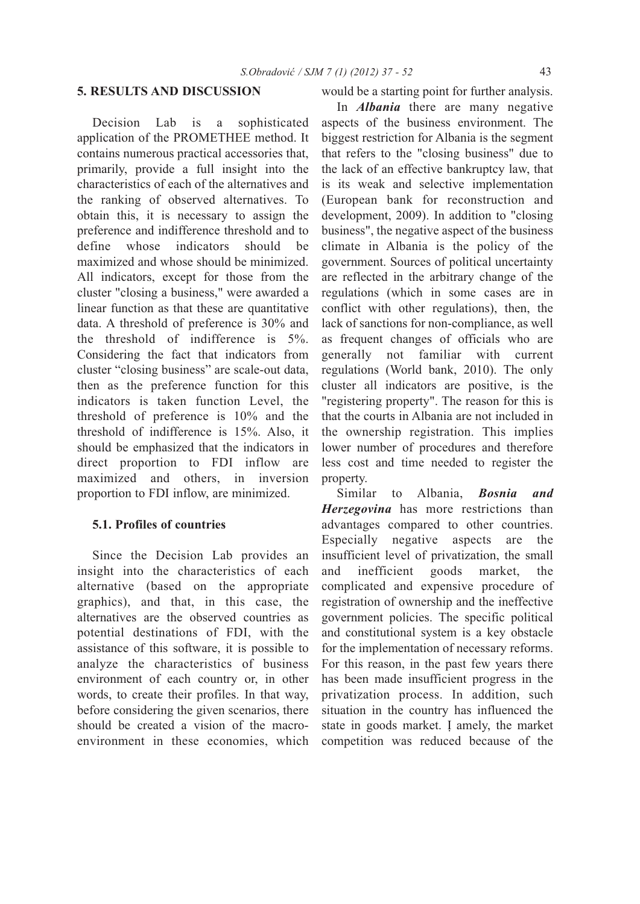## 5. RESULTS AND DISCUSSION

Decision Lab is a sophisticated application of the PROMETHEE method. It contains numerous practical accessories that, primarily, provide a full insight into the characteristics of each of the alternatives and the ranking of observed alternatives. To obtain this, it is necessary to assign the preference and indifference threshold and to define whose indicators should be maximized and whose should be minimized. All indicators, except for those from the cluster "closing a business," were awarded a linear function as that these are quantitative data. A threshold of preference is 30% and the threshold of indifference is 5%. Considering the fact that indicators from cluster "closing business" are scale-out data, then as the preference function for this indicators is taken function Level, the threshold of preference is 10% and the threshold of indifference is 15%. Also, it should be emphasized that the indicators in direct proportion to FDI inflow are maximized and others, in inversion proportion to FDI inflow, are minimized.

### 5.1. Profiles of countries

Since the Decision Lab provides an insight into the characteristics of each alternative (based on the appropriate graphics), and that, in this case, the alternatives are the observed countries as potential destinations of FDI, with the assistance of this software, it is possible to analyze the characteristics of business environment of each country or, in other words, to create their profiles. In that way, before considering the given scenarios, there should be created a vision of the macro-environment in these economies, which would be a starting point for further analysis.

In ***Albania*** there are many negative aspects of the business environment. The biggest restriction for Albania is the segment that refers to the "closing business" due to the lack of an effective bankruptcy law, that is its weak and selective implementation (European bank for reconstruction and development, 2009). In addition to "closing business", the negative aspect of the business climate in Albania is the policy of the government. Sources of political uncertainty are reflected in the arbitrary change of the regulations (which in some cases are in conflict with other regulations), then, the lack of sanctions for non-compliance, as well as frequent changes of officials who are generally not familiar with current regulations (World bank, 2010). The only cluster all indicators are positive, is the "registering property". The reason for this is that the courts in Albania are not included in the ownership registration. This implies lower number of procedures and therefore less cost and time needed to register the property.

Similar to Albania, ***Bosnia and Herzegovina*** has more restrictions than advantages compared to other countries. Especially negative aspects are the insufficient level of privatization, the small and inefficient goods market, the complicated and expensive procedure of registration of ownership and the ineffective government policies. The specific political and constitutional system is a key obstacle for the implementation of necessary reforms. For this reason, in the past few years there has been made insufficient progress in the privatization process. In addition, such situation in the country has influenced the state in goods market. Ị amely, the market competition was reduced because of the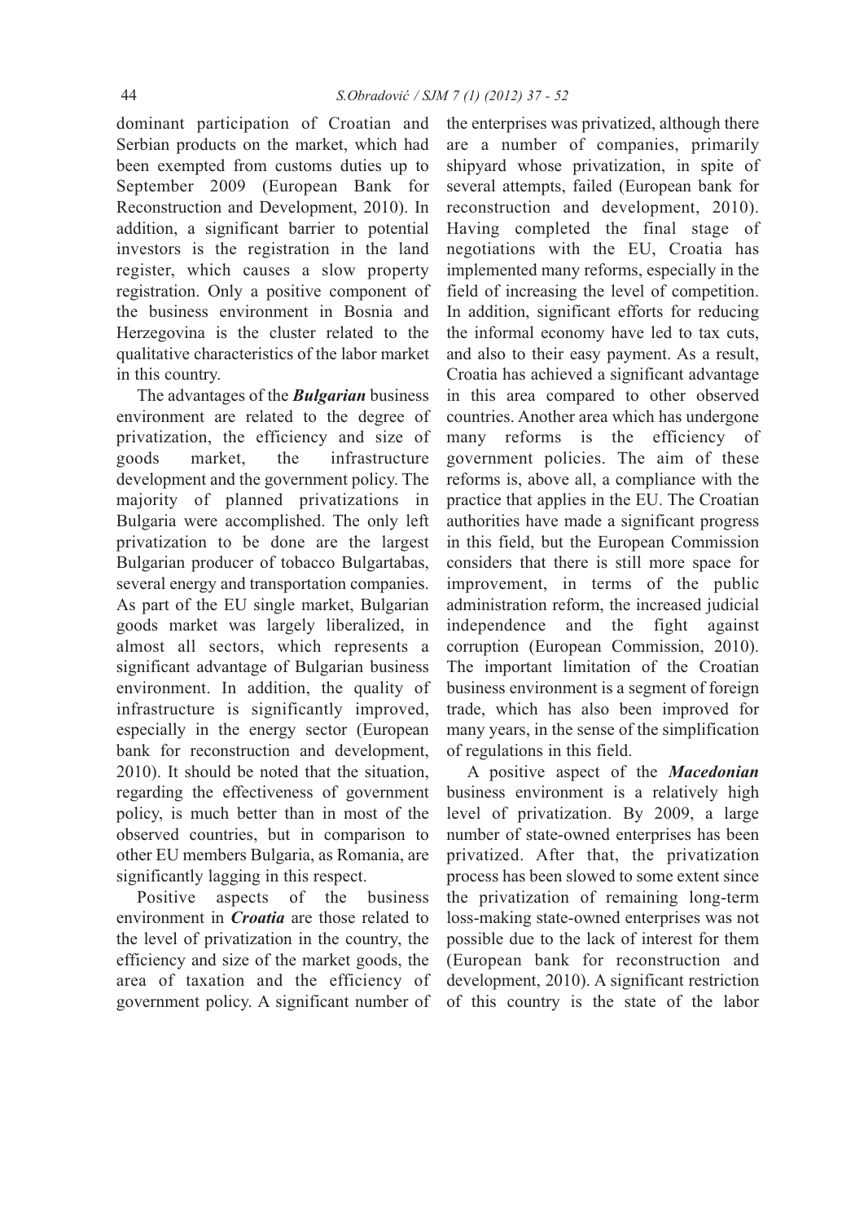dominant participation of Croatian and Serbian products on the market, which had been exempted from customs duties up to September 2009 (European Bank for Reconstruction and Development, 2010). In addition, a significant barrier to potential investors is the registration in the land register, which causes a slow property registration. Only a positive component of the business environment in Bosnia and Herzegovina is the cluster related to the qualitative characteristics of the labor market in this country.

The advantages of the ***Bulgarian*** business environment are related to the degree of privatization, the efficiency and size of goods market, the infrastructure development and the government policy. The majority of planned privatizations in Bulgaria were accomplished. The only left privatization to be done are the largest Bulgarian producer of tobacco Bulgartabas, several energy and transportation companies. As part of the EU single market, Bulgarian goods market was largely liberalized, in almost all sectors, which represents a significant advantage of Bulgarian business environment. In addition, the quality of infrastructure is significantly improved, especially in the energy sector (European bank for reconstruction and development, 2010). It should be noted that the situation, regarding the effectiveness of government policy, is much better than in most of the observed countries, but in comparison to other EU members Bulgaria, as Romania, are significantly lagging in this respect.

Positive aspects of the business environment in ***Croatia*** are those related to the level of privatization in the country, the efficiency and size of the market goods, the area of taxation and the efficiency of government policy. A significant number of the enterprises was privatized, although there are a number of companies, primarily shipyard whose privatization, in spite of several attempts, failed (European bank for reconstruction and development, 2010). Having completed the final stage of negotiations with the EU, Croatia has implemented many reforms, especially in the field of increasing the level of competition. In addition, significant efforts for reducing the informal economy have led to tax cuts, and also to their easy payment. As a result, Croatia has achieved a significant advantage in this area compared to other observed countries. Another area which has undergone many reforms is the efficiency of government policies. The aim of these reforms is, above all, a compliance with the practice that applies in the EU. The Croatian authorities have made a significant progress in this field, but the European Commission considers that there is still more space for improvement, in terms of the public administration reform, the increased judicial independence and the fight against corruption (European Commission, 2010). The important limitation of the Croatian business environment is a segment of foreign trade, which has also been improved for many years, in the sense of the simplification of regulations in this field.

A positive aspect of the ***Macedonian*** business environment is a relatively high level of privatization. By 2009, a large number of state-owned enterprises has been privatized. After that, the privatization process has been slowed to some extent since the privatization of remaining long-term loss-making state-owned enterprises was not possible due to the lack of interest for them (European bank for reconstruction and development, 2010). A significant restriction of this country is the state of the labor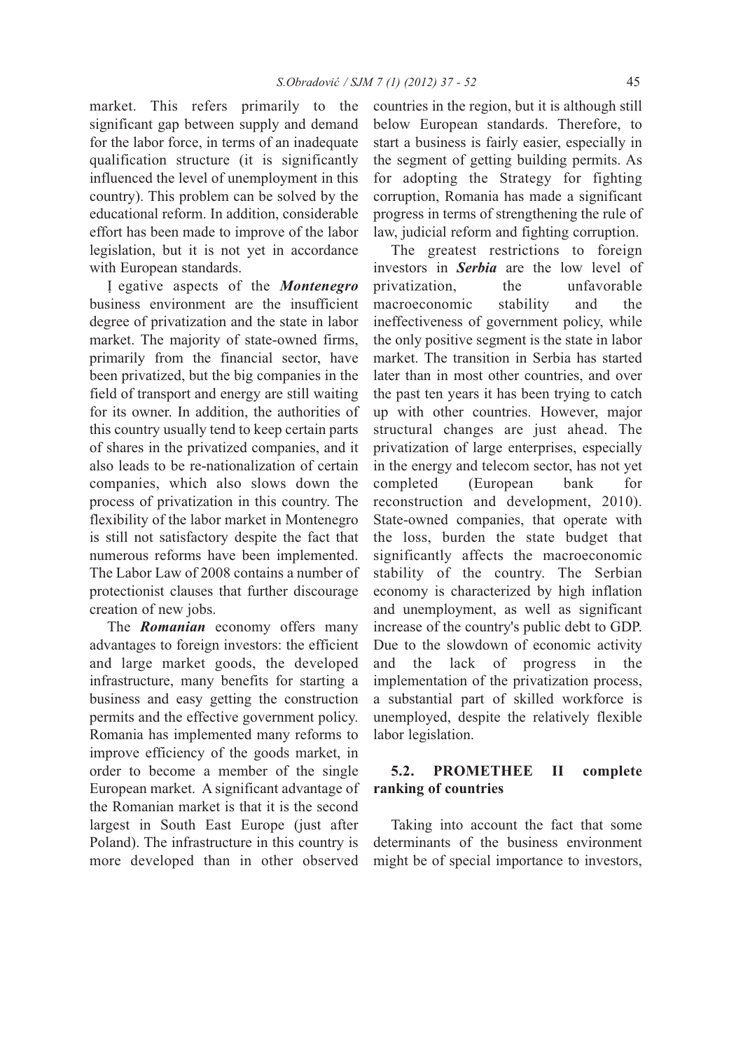market. This refers primarily to the significant gap between supply and demand for the labor force, in terms of an inadequate qualification structure (it is significantly influenced the level of unemployment in this country). This problem can be solved by the educational reform. In addition, considerable effort has been made to improve of the labor legislation, but it is not yet in accordance with European standards.

Ị egative aspects of the ***Montenegro*** business environment are the insufficient degree of privatization and the state in labor market. The majority of state-owned firms, primarily from the financial sector, have been privatized, but the big companies in the field of transport and energy are still waiting for its owner. In addition, the authorities of this country usually tend to keep certain parts of shares in the privatized companies, and it also leads to be re-nationalization of certain companies, which also slows down the process of privatization in this country. The flexibility of the labor market in Montenegro is still not satisfactory despite the fact that numerous reforms have been implemented. The Labor Law of 2008 contains a number of protectionist clauses that further discourage creation of new jobs.

The ***Romanian*** economy offers many advantages to foreign investors: the efficient and large market goods, the developed infrastructure, many benefits for starting a business and easy getting the construction permits and the effective government policy. Romania has implemented many reforms to improve efficiency of the goods market, in order to become a member of the single European market. A significant advantage of the Romanian market is that it is the second largest in South East Europe (just after Poland). The infrastructure in this country is more developed than in other observed countries in the region, but it is although still below European standards. Therefore, to start a business is fairly easier, especially in the segment of getting building permits. As for adopting the Strategy for fighting corruption, Romania has made a significant progress in terms of strengthening the rule of law, judicial reform and fighting corruption.

The greatest restrictions to foreign investors in ***Serbia*** are the low level of privatization, the unfavorable macroeconomic stability and the ineffectiveness of government policy, while the only positive segment is the state in labor market. The transition in Serbia has started later than in most other countries, and over the past ten years it has been trying to catch up with other countries. However, major structural changes are just ahead. The privatization of large enterprises, especially in the energy and telecom sector, has not yet completed (European bank for reconstruction and development, 2010). State-owned companies, that operate with the loss, burden the state budget that significantly affects the macroeconomic stability of the country. The Serbian economy is characterized by high inflation and unemployment, as well as significant increase of the country's public debt to GDP. Due to the slowdown of economic activity and the lack of progress in the implementation of the privatization process, a substantial part of skilled workforce is unemployed, despite the relatively flexible labor legislation.

### 5.2. PROMETHEE II complete ranking of countries

Taking into account the fact that some determinants of the business environment might be of special importance to investors,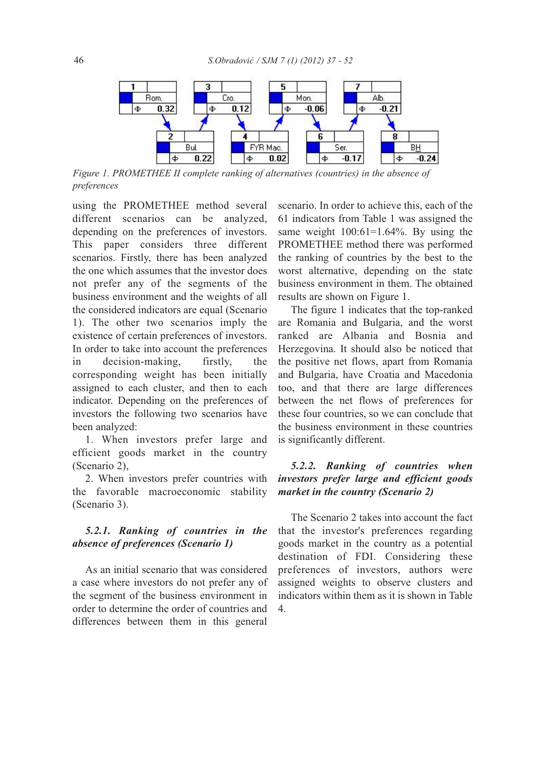*Figure 1. PROMETHEE II complete ranking of alternatives (countries) in the absence of preferences*

using the PROMETHEE method several different scenarios can be analyzed, depending on the preferences of investors. This paper considers three different scenarios. Firstly, there has been analyzed the one which assumes that the investor does not prefer any of the segments of the business environment and the weights of all the considered indicators are equal (Scenario 1). The other two scenarios imply the existence of certain preferences of investors. In order to take into account the preferences in decision-making, firstly, the corresponding weight has been initially assigned to each cluster, and then to each indicator. Depending on the preferences of investors the following two scenarios have been analyzed:

1. When investors prefer large and efficient goods market in the country (Scenario 2),
2. When investors prefer countries with the favorable macroeconomic stability (Scenario 3).

### *5.2.1. Ranking of countries in the absence of preferences (Scenario 1)*

As an initial scenario that was considered a case where investors do not prefer any of the segment of the business environment in order to determine the order of countries and differences between them in this general scenario. In order to achieve this, each of the 61 indicators from Table 1 was assigned the same weight 100:61=1.64%. By using the PROMETHEE method there was performed the ranking of countries by the best to the worst alternative, depending on the state business environment in them. The obtained results are shown on Figure 1.

The figure 1 indicates that the top-ranked are Romania and Bulgaria, and the worst ranked are Albania and Bosnia and Herzegovina. It should also be noticed that the positive net flows, apart from Romania and Bulgaria, have Croatia and Macedonia too, and that there are large differences between the net flows of preferences for these four countries, so we can conclude that the business environment in these countries is significantly different.

### *5.2.2. Ranking of countries when investors prefer large and efficient goods market in the country (Scenario 2)*

The Scenario 2 takes into account the fact that the investor's preferences regarding goods market in the country as a potential destination of FDI. Considering these preferences of investors, authors were assigned weights to observe clusters and indicators within them as it is shown in Table 4.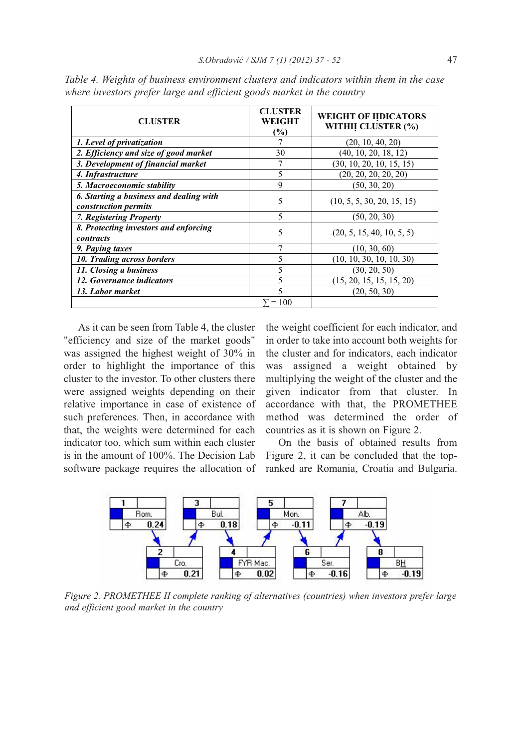*Table 4. Weights of business environment clusters and indicators within them in the case where investors prefer large and efficient goods market in the country*

| CLUSTER | CLUSTER WEIGHT (%) | WEIGHT OF IĮDICATORS WITHIĮ CLUSTER (%) |
|---|---|---|
| ***1. Level of privatization*** | 7 | (20, 10, 40, 20) |
| ***2. Efficiency and size of good market*** | 30 | (40, 10, 20, 18, 12) |
| ***3. Development of financial market*** | 7 | (30, 10, 20, 10, 15, 15) |
| ***4. Infrastructure*** | 5 | (20, 20, 20, 20, 20) |
| ***5. Macroeconomic stability*** | 9 | (50, 30, 20) |
| ***6. Starting a business and dealing with construction permits*** | 5 | (10, 5, 5, 30, 20, 15, 15) |
| ***7. Registering Property*** | 5 | (50, 20, 30) |
| ***8. Protecting investors and enforcing contracts*** | 5 | (20, 5, 15, 40, 10, 5, 5) |
| ***9. Paying taxes*** | 7 | (10, 30, 60) |
| ***10. Trading across borders*** | 5 | (10, 10, 30, 10, 10, 30) |
| ***11. Closing a business*** | 5 | (30, 20, 50) |
| ***12. Governance indicators*** | 5 | (15, 20, 15, 15, 20) |
| ***13. Labor market*** | 5 | (20, 50, 30) |
| | $\sum = 100$ | |

As it can be seen from Table 4, the cluster "efficiency and size of the market goods" was assigned the highest weight of 30% in order to highlight the importance of this cluster to the investor. To other clusters there were assigned weights depending on their relative importance in case of existence of such preferences. Then, in accordance with that, the weights were determined for each indicator too, which sum within each cluster is in the amount of 100%. The Decision Lab software package requires the allocation of the weight coefficient for each indicator, and in order to take into account both weights for the cluster and for indicators, each indicator was assigned a weight obtained by multiplying the weight of the cluster and the given indicator from that cluster. In accordance with that, the PROMETHEE method was determined the order of countries as it is shown on Figure 2.

On the basis of obtained results from Figure 2, it can be concluded that the top-ranked are Romania, Croatia and Bulgaria.

*Figure 2. PROMETHEE II complete ranking of alternatives (countries) when investors prefer large and efficient good market in the country*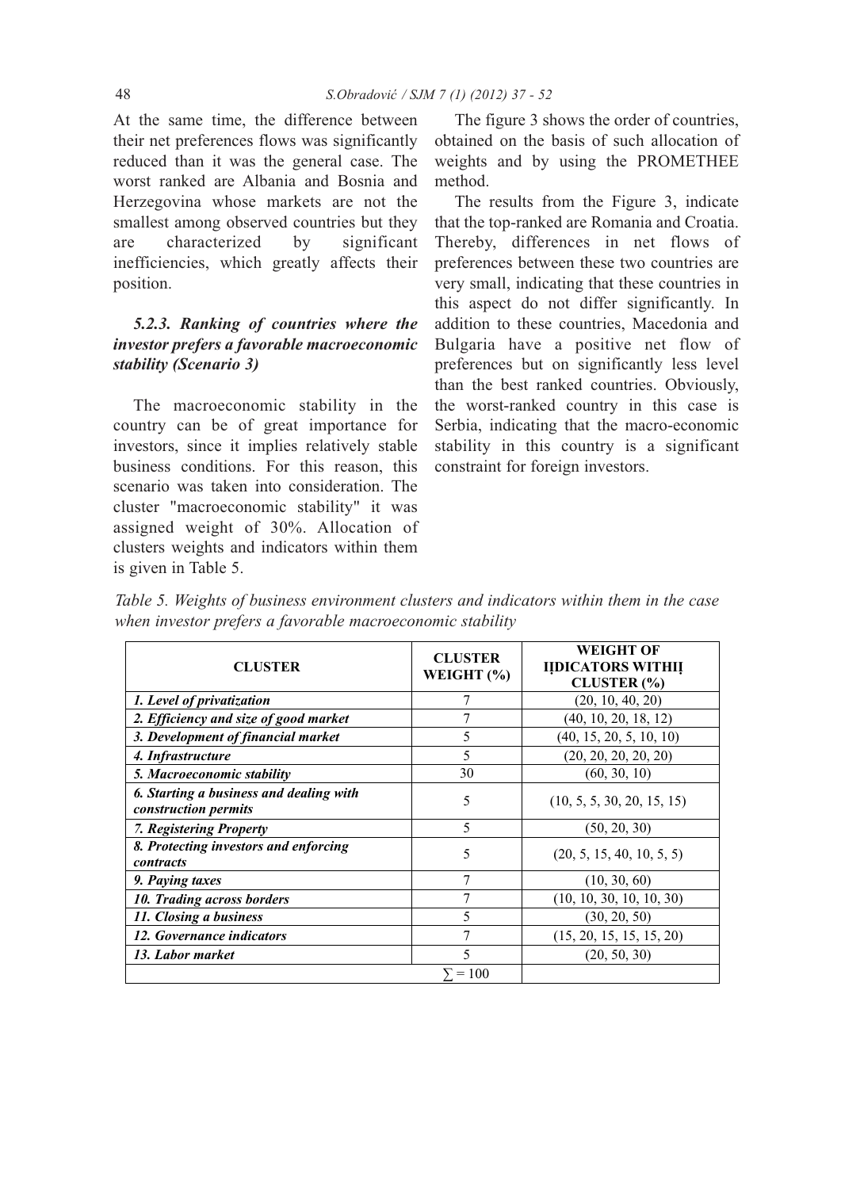At the same time, the difference between their net preferences flows was significantly reduced than it was the general case. The worst ranked are Albania and Bosnia and Herzegovina whose markets are not the smallest among observed countries but they are characterized by significant inefficiencies, which greatly affects their position.

### *5.2.3. Ranking of countries where the investor prefers a favorable macroeconomic stability (Scenario 3)*

The macroeconomic stability in the country can be of great importance for investors, since it implies relatively stable business conditions. For this reason, this scenario was taken into consideration. The cluster "macroeconomic stability" it was assigned weight of 30%. Allocation of clusters weights and indicators within them is given in Table 5.

The figure 3 shows the order of countries, obtained on the basis of such allocation of weights and by using the PROMETHEE method.

The results from the Figure 3, indicate that the top-ranked are Romania and Croatia. Thereby, differences in net flows of preferences between these two countries are very small, indicating that these countries in this aspect do not differ significantly. In addition to these countries, Macedonia and Bulgaria have a positive net flow of preferences but on significantly less level than the best ranked countries. Obviously, the worst-ranked country in this case is Serbia, indicating that the macro-economic stability in this country is a significant constraint for foreign investors.

*Table 5. Weights of business environment clusters and indicators within them in the case when investor prefers a favorable macroeconomic stability*

| CLUSTER | CLUSTER WEIGHT (%) | WEIGHT OF IŲDICATORS WITHIŲ CLUSTER (%) |
|---|---|---|
| ***1. Level of privatization*** | 7 | (20, 10, 40, 20) |
| ***2. Efficiency and size of good market*** | 7 | (40, 10, 20, 18, 12) |
| ***3. Development of financial market*** | 5 | (40, 15, 20, 5, 10, 10) |
| ***4. Infrastructure*** | 5 | (20, 20, 20, 20, 20) |
| ***5. Macroeconomic stability*** | 30 | (60, 30, 10) |
| ***6. Starting a business and dealing with construction permits*** | 5 | (10, 5, 5, 30, 20, 15, 15) |
| ***7. Registering Property*** | 5 | (50, 20, 30) |
| ***8. Protecting investors and enforcing contracts*** | 5 | (20, 5, 15, 40, 10, 5, 5) |
| ***9. Paying taxes*** | 7 | (10, 30, 60) |
| ***10. Trading across borders*** | 7 | (10, 10, 30, 10, 10, 30) |
| ***11. Closing a business*** | 5 | (30, 20, 50) |
| ***12. Governance indicators*** | 7 | (15, 20, 15, 15, 15, 20) |
| ***13. Labor market*** | 5 | (20, 50, 30) |
| | $\sum = 100$ | |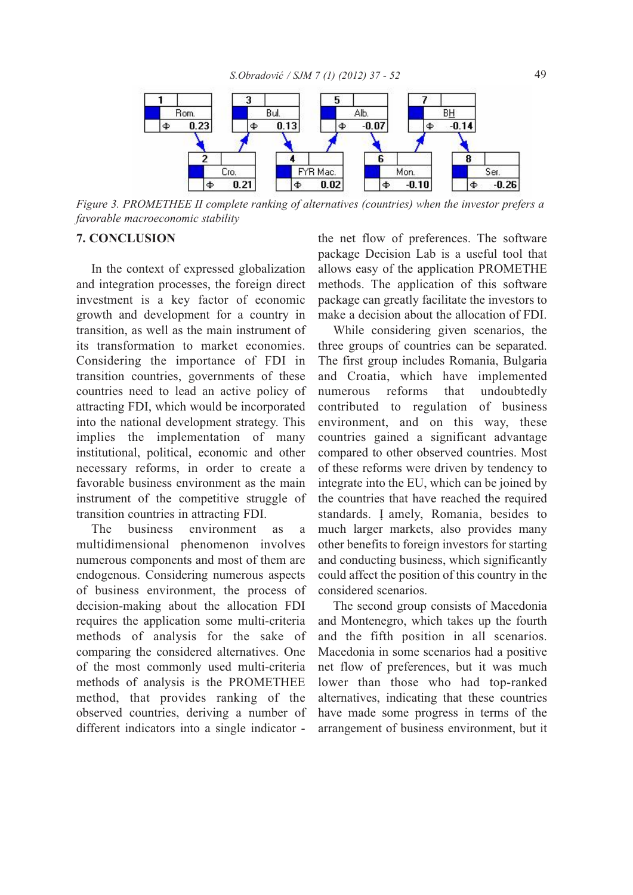*Figure 3. PROMETHEE II complete ranking of alternatives (countries) when the investor prefers a favorable macroeconomic stability*

## 7. CONCLUSION

In the context of expressed globalization and integration processes, the foreign direct investment is a key factor of economic growth and development for a country in transition, as well as the main instrument of its transformation to market economies. Considering the importance of FDI in transition countries, governments of these countries need to lead an active policy of attracting FDI, which would be incorporated into the national development strategy. This implies the implementation of many institutional, political, economic and other necessary reforms, in order to create a favorable business environment as the main instrument of the competitive struggle of transition countries in attracting FDI.

The business environment as a multidimensional phenomenon involves numerous components and most of them are endogenous. Considering numerous aspects of business environment, the process of decision-making about the allocation FDI requires the application some multi-criteria methods of analysis for the sake of comparing the considered alternatives. One of the most commonly used multi-criteria methods of analysis is the PROMETHEE method, that provides ranking of the observed countries, deriving a number of different indicators into a single indicator - the net flow of preferences. The software package Decision Lab is a useful tool that allows easy of the application PROMETHE methods. The application of this software package can greatly facilitate the investors to make a decision about the allocation of FDI.

While considering given scenarios, the three groups of countries can be separated. The first group includes Romania, Bulgaria and Croatia, which have implemented numerous reforms that undoubtedly contributed to regulation of business environment, and on this way, these countries gained a significant advantage compared to other observed countries. Most of these reforms were driven by tendency to integrate into the EU, which can be joined by the countries that have reached the required standards. Ị amely, Romania, besides to much larger markets, also provides many other benefits to foreign investors for starting and conducting business, which significantly could affect the position of this country in the considered scenarios.

The second group consists of Macedonia and Montenegro, which takes up the fourth and the fifth position in all scenarios. Macedonia in some scenarios had a positive net flow of preferences, but it was much lower than those who had top-ranked alternatives, indicating that these countries have made some progress in terms of the arrangement of business environment, but it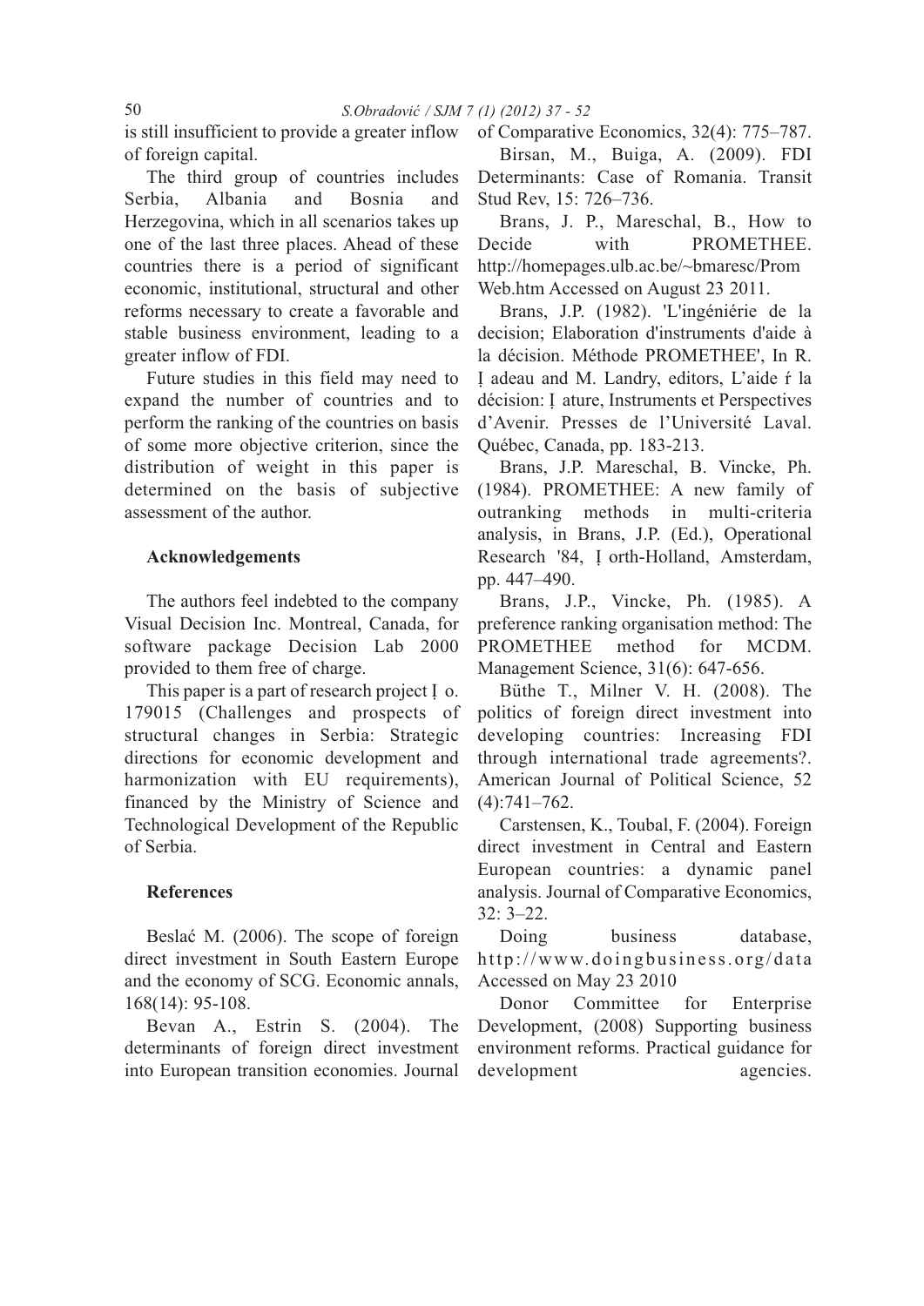is still insufficient to provide a greater inflow of foreign capital.

The third group of countries includes Serbia, Albania and Bosnia and Herzegovina, which in all scenarios takes up one of the last three places. Ahead of these countries there is a period of significant economic, institutional, structural and other reforms necessary to create a favorable and stable business environment, leading to a greater inflow of FDI.

Future studies in this field may need to expand the number of countries and to perform the ranking of the countries on basis of some more objective criterion, since the distribution of weight in this paper is determined on the basis of subjective assessment of the author.

### Acknowledgements

The authors feel indebted to the company Visual Decision Inc. Montreal, Canada, for software package Decision Lab 2000 provided to them free of charge.

This paper is a part of research project Ị o. 179015 (Challenges and prospects of structural changes in Serbia: Strategic directions for economic development and harmonization with EU requirements), financed by the Ministry of Science and Technological Development of the Republic of Serbia.

### References

Beslać M. (2006). The scope of foreign direct investment in South Eastern Europe and the economy of SCG. Economic annals, 168(14): 95-108.

Bevan A., Estrin S. (2004). The determinants of foreign direct investment into European transition economies. Journal of Comparative Economics, 32(4): 775–787.

Birsan, M., Buiga, A. (2009). FDI Determinants: Case of Romania. Transit Stud Rev, 15: 726–736.

Brans, J. P., Mareschal, B., How to Decide with PROMETHEE. http://homepages.ulb.ac.be/~bmaresc/PromWeb.htm Accessed on August 23 2011.

Brans, J.P. (1982). 'L'ingéniérie de la decision; Elaboration d'instruments d'aide à la décision. Méthode PROMETHEE', In R. Ị adeau and M. Landry, editors, L'aide ŕ la décision: Ị ature, Instruments et Perspectives d'Avenir. Presses de l'Université Laval. Québec, Canada, pp. 183-213.

Brans, J.P. Mareschal, B. Vincke, Ph. (1984). PROMETHEE: A new family of outranking methods in multi-criteria analysis, in Brans, J.P. (Ed.), Operational Research '84, Ị orth-Holland, Amsterdam, pp. 447–490.

Brans, J.P., Vincke, Ph. (1985). A preference ranking organisation method: The PROMETHEE method for MCDM. Management Science, 31(6): 647-656.

Büthe T., Milner V. H. (2008). The politics of foreign direct investment into developing countries: Increasing FDI through international trade agreements?. American Journal of Political Science, 52 (4):741–762.

Carstensen, K., Toubal, F. (2004). Foreign direct investment in Central and Eastern European countries: a dynamic panel analysis. Journal of Comparative Economics, 32: 3–22.

Doing business database, http://www.doingbusiness.org/data Accessed on May 23 2010

Donor Committee for Enterprise Development, (2008) Supporting business environment reforms. Practical guidance for development agencies.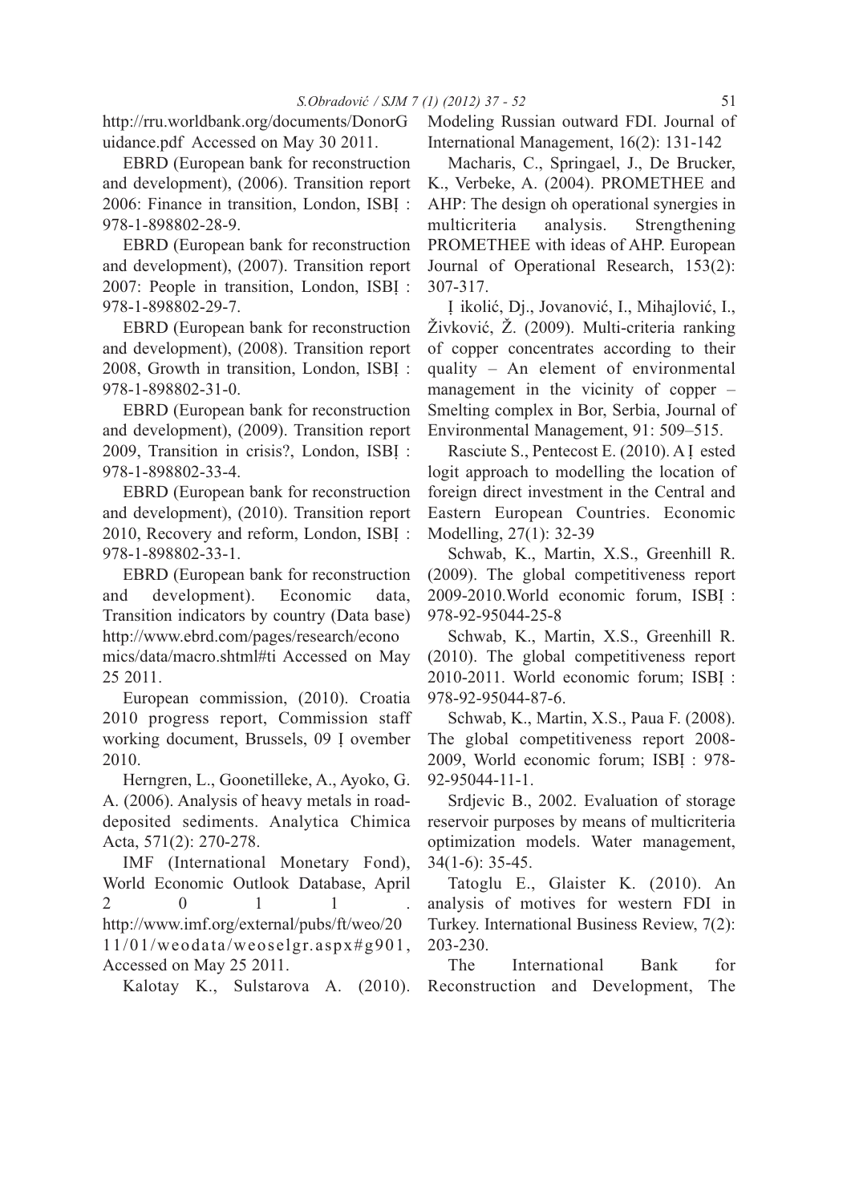http://rru.worldbank.org/documents/DonorGuidance.pdf Accessed on May 30 2011.

EBRD (European bank for reconstruction and development), (2006). Transition report 2006: Finance in transition, London, ISBỊ : 978-1-898802-28-9.

EBRD (European bank for reconstruction and development), (2007). Transition report 2007: People in transition, London, ISBỊ : 978-1-898802-29-7.

EBRD (European bank for reconstruction and development), (2008). Transition report 2008, Growth in transition, London, ISBỊ : 978-1-898802-31-0.

EBRD (European bank for reconstruction and development), (2009). Transition report 2009, Transition in crisis?, London, ISBỊ : 978-1-898802-33-4.

EBRD (European bank for reconstruction and development), (2010). Transition report 2010, Recovery and reform, London, ISBỊ : 978-1-898802-33-1.

EBRD (European bank for reconstruction and development). Economic data, Transition indicators by country (Data base) http://www.ebrd.com/pages/research/economics/data/macro.shtml#ti Accessed on May 25 2011.

European commission, (2010). Croatia 2010 progress report, Commission staff working document, Brussels, 09 Ị ovember 2010.

Herngren, L., Goonetilleke, A., Ayoko, G. A. (2006). Analysis of heavy metals in road-deposited sediments. Analytica Chimica Acta, 571(2): 270-278.

IMF (International Monetary Fond), World Economic Outlook Database, April 2011. http://www.imf.org/external/pubs/ft/weo/2011/01/weodata/weoselgr.aspx#g901, Accessed on May 25 2011.

Kalotay K., Sulstarova A. (2010). Modeling Russian outward FDI. Journal of International Management, 16(2): 131-142

Macharis, C., Springael, J., De Brucker, K., Verbeke, A. (2004). PROMETHEE and AHP: The design oh operational synergies in multicriteria analysis. Strengthening PROMETHEE with ideas of AHP. European Journal of Operational Research, 153(2): 307-317.

Ị ikolić, Dj., Jovanović, I., Mihajlović, I., Živković, Ž. (2009). Multi-criteria ranking of copper concentrates according to their quality – An element of environmental management in the vicinity of copper – Smelting complex in Bor, Serbia, Journal of Environmental Management, 91: 509–515.

Rasciute S., Pentecost E. (2010). A Ị ested logit approach to modelling the location of foreign direct investment in the Central and Eastern European Countries. Economic Modelling, 27(1): 32-39

Schwab, K., Martin, X.S., Greenhill R. (2009). The global competitiveness report 2009-2010.World economic forum, ISBỊ : 978-92-95044-25-8

Schwab, K., Martin, X.S., Greenhill R. (2010). The global competitiveness report 2010-2011. World economic forum; ISBỊ : 978-92-95044-87-6.

Schwab, K., Martin, X.S., Paua F. (2008). The global competitiveness report 2008-2009, World economic forum; ISBỊ : 978-92-95044-11-1.

Srdjevic B., 2002. Evaluation of storage reservoir purposes by means of multicriteria optimization models. Water management, 34(1-6): 35-45.

Tatoglu E., Glaister K. (2010). An analysis of motives for western FDI in Turkey. International Business Review, 7(2): 203-230.

The International Bank for Reconstruction and Development, The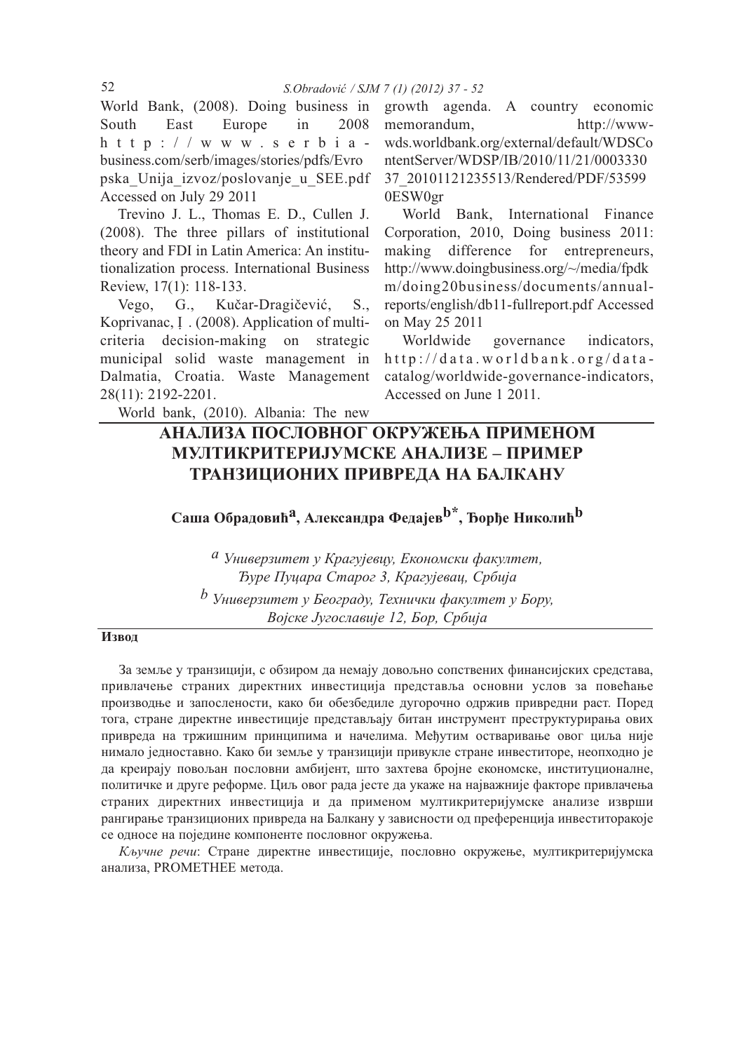World Bank, (2008). Doing business in South East Europe in 2008 http://www.serbia-business.com/serb/images/stories/pdfs/Evropska_Unija_izvoz/poslovanje_u_SEE.pdf Accessed on July 29 2011

Trevino J. L., Thomas E. D., Cullen J. (2008). The three pillars of institutional theory and FDI in Latin America: An institutionalization process. International Business Review, 17(1): 118-133.

Vego, G., Kučar-Dragičević, S., Koprivanac, Ị . (2008). Application of multi-criteria decision-making on strategic municipal solid waste management in Dalmatia, Croatia. Waste Management 28(11): 2192-2201.

World bank, (2010). Albania: The new growth agenda. A country economic memorandum, http://www-wds.worldbank.org/external/default/WDSContentServer/WDSP/IB/2010/11/21/000333037_20101121235513/Rendered/PDF/535990ESW0gr

World Bank, International Finance Corporation, 2010, Doing business 2011: making difference for entrepreneurs, http://www.doingbusiness.org/~/media/fpdkm/doing20business/documents/annual-reports/english/db11-fullreport.pdf Accessed on May 25 2011

Worldwide governance indicators, http://data.worldbank.org/data-catalog/worldwide-governance-indicators, Accessed on June 1 2011.

# АНАЛИЗА ПОСЛОВНОГ ОКРУЖЕЊА ПРИМЕНОМ МУЛТИКРИТЕРИЈУМСКЕ АНАЛИЗЕ – ПРИМЕР ТРАНЗИЦИОНИХ ПРИВРЕДА НА БАЛКАНУ

**Саша Обрадовић[a], Александра Федајев[b*], Ђорђе Николић[b]**

[a] *Универзитет у Крагујевцу, Економски факултет, Ђуре Пуцара Старог 3, Крагујевац, Србија*

[b] *Универзитет у Београду, Технички факултет у Бору, Војске Југославије 12, Бор, Србија*

**Извод**

За земље у транзицији, с обзиром да немају довољно сопствених финансијских средстава, привлачење страних директних инвестиција представља основни услов за повећање производње и запослености, како би обезбедиле дугорочно одржив привредни раст. Поред тога, стране директне инвестиције представљају битан инструмент преструктурирања ових привреда на тржишним принципима и начелима. Међутим остваривање овог циља није нимало једноставно. Како би земље у транзицији привукле стране инвеститоре, неопходно је да креирају повољан пословни амбијент, што захтева бројне економске, институционалне, политичке и друге реформе. Циљ овог рада јесте да укаже на најважније факторе привлачења страних директних инвестиција и да применом мултикритеријумске анализе изврши рангирање транзиционих привреда на Балкану у зависности од преференција инвеститоракоје се односе на поједине компоненте пословног окружења.

*Кључне речи*: Стране директне инвестиције, пословно окружење, мултикритеријумска анализа, PROMETHEE метода.